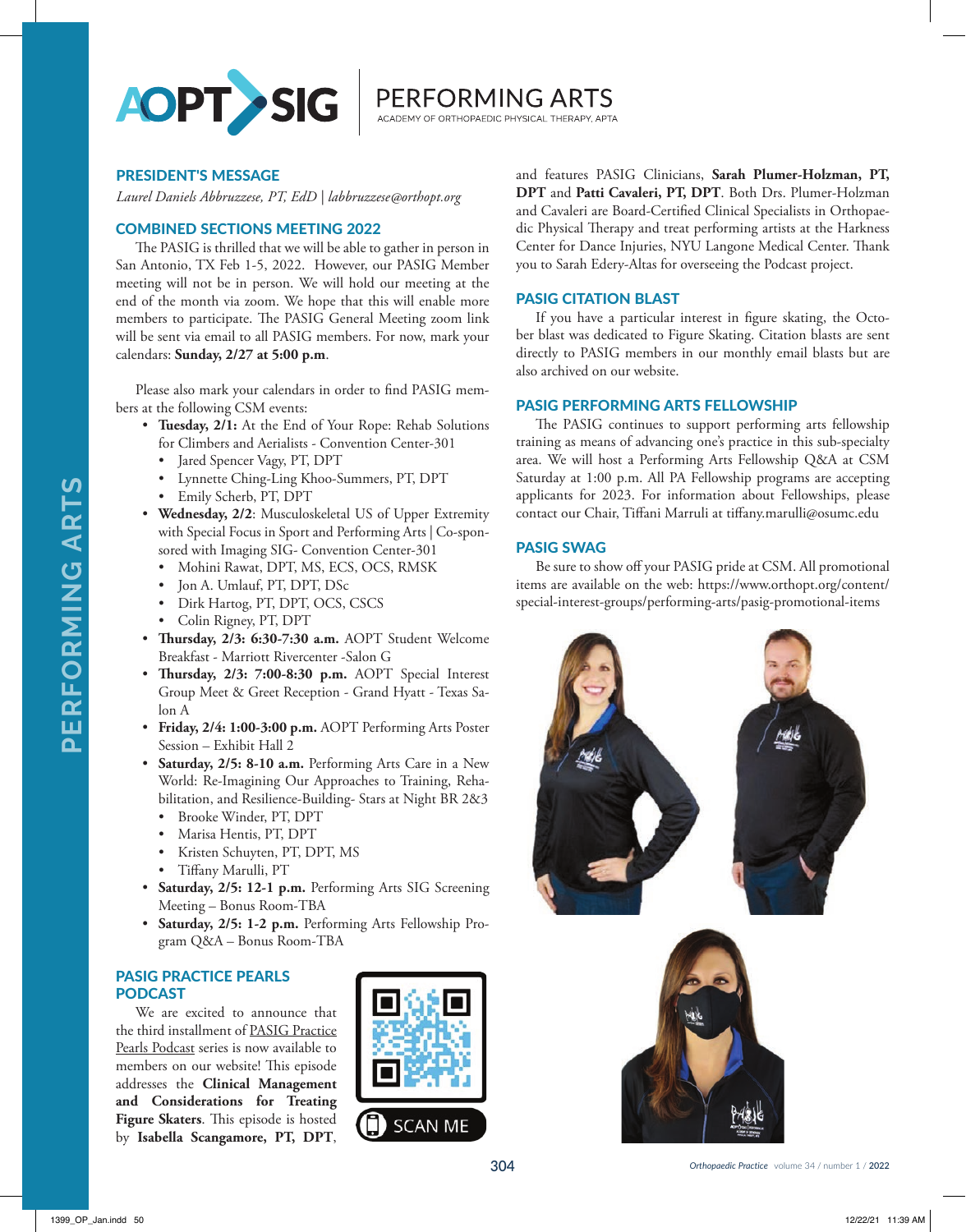# AOPT SIG | PERFORMING ARTS

ACADEMY OF ORTHOPAEDIC PHYSICAL THERAPY, APTA

## PRESIDENT'S MESSAGE

*Laurel Daniels Abbruzzese, PT, EdD | labbruzzese@orthopt.org*

## COMBINED SECTIONS MEETING 2022

The PASIG is thrilled that we will be able to gather in person in San Antonio, TX Feb 1-5, 2022. However, our PASIG Member meeting will not be in person. We will hold our meeting at the end of the month via zoom. We hope that this will enable more members to participate. The PASIG General Meeting zoom link will be sent via email to all PASIG members. For now, mark your calendars: **Sunday, 2/27 at 5:00 p.m**.

Please also mark your calendars in order to find PASIG members at the following CSM events:

- **Tuesday, 2/1:** At the End of Your Rope: Rehab Solutions for Climbers and Aerialists - Convention Center-301
  - Jared Spencer Vagy, PT, DPT
  - Lynnette Ching-Ling Khoo-Summers, PT, DPT
  - Emily Scherb, PT, DPT
- **Wednesday, 2/2**: Musculoskeletal US of Upper Extremity with Special Focus in Sport and Performing Arts | Co-sponsored with Imaging SIG- Convention Center-301
  - Mohini Rawat, DPT, MS, ECS, OCS, RMSK
  - Jon A. Umlauf, PT, DPT, DSc
  - Dirk Hartog, PT, DPT, OCS, CSCS
  - Colin Rigney, PT, DPT
- **Thursday, 2/3: 6:30-7:30 a.m.** AOPT Student Welcome Breakfast - Marriott Rivercenter -Salon G
- **Thursday, 2/3: 7:00-8:30 p.m.** AOPT Special Interest Group Meet & Greet Reception - Grand Hyatt - Texas Salon A
- **Friday, 2/4: 1:00-3:00 p.m.** AOPT Performing Arts Poster Session – Exhibit Hall 2
- **Saturday, 2/5: 8-10 a.m.** Performing Arts Care in a New World: Re-Imagining Our Approaches to Training, Rehabilitation, and Resilience-Building- Stars at Night BR 2&3
  - Brooke Winder, PT, DPT
  - Marisa Hentis, PT, DPT
  - Kristen Schuyten, PT, DPT, MS
  - Tiffany Marulli, PT
- **Saturday, 2/5: 12-1 p.m.** Performing Arts SIG Screening Meeting – Bonus Room-TBA
- **Saturday, 2/5: 1-2 p.m.** Performing Arts Fellowship Program Q&A – Bonus Room-TBA

## PASIG PRACTICE PEARLS PODCAST

We are excited to announce that the third installment of PASIG Practice Pearls Podcast series is now available to members on our website! This episode addresses the **Clinical Management and Considerations for Treating Figure Skaters**. This episode is hosted by **Isabella Scangamore, PT, DPT**, and features PASIG Clinicians, **Sarah Plumer-Holzman, PT, DPT** and **Patti Cavaleri, PT, DPT**. Both Drs. Plumer-Holzman and Cavaleri are Board-Certified Clinical Specialists in Orthopaedic Physical Therapy and treat performing artists at the Harkness Center for Dance Injuries, NYU Langone Medical Center. Thank you to Sarah Edery-Altas for overseeing the Podcast project.

SCAN ME

## PASIG CITATION BLAST

If you have a particular interest in figure skating, the October blast was dedicated to Figure Skating. Citation blasts are sent directly to PASIG members in our monthly email blasts but are also archived on our website.

## PASIG PERFORMING ARTS FELLOWSHIP

The PASIG continues to support performing arts fellowship training as means of advancing one's practice in this sub-specialty area. We will host a Performing Arts Fellowship Q&A at CSM Saturday at 1:00 p.m. All PA Fellowship programs are accepting applicants for 2023. For information about Fellowships, please contact our Chair, Tiffani Marruli at tiffany.marulli@osumc.edu

## PASIG SWAG

Be sure to show off your PASIG pride at CSM. All promotional items are available on the web: https://www.orthopt.org/content/special-interest-groups/performing-arts/pasig-promotional-items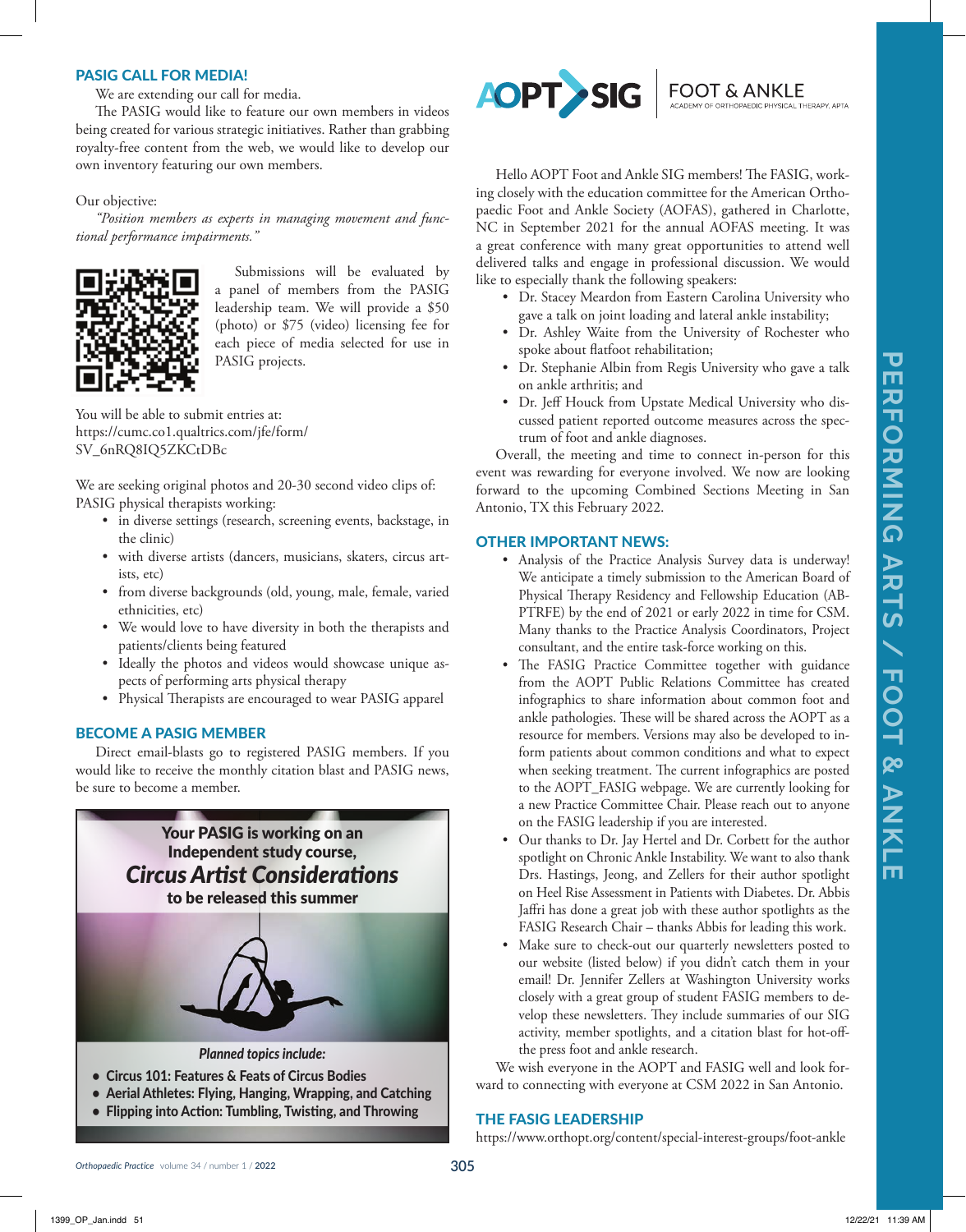## PASIG CALL FOR MEDIA!

We are extending our call for media.

The PASIG would like to feature our own members in videos being created for various strategic initiatives. Rather than grabbing royalty-free content from the web, we would like to develop our own inventory featuring our own members.

Our objective:

*"Position members as experts in managing movement and functional performance impairments."*

Submissions will be evaluated by a panel of members from the PASIG leadership team. We will provide a $50 (photo) or $75 (video) licensing fee for each piece of media selected for use in PASIG projects.

You will be able to submit entries at:
https://cumc.co1.qualtrics.com/jfe/form/SV_6nRQ8IQ5ZKCtDBc

We are seeking original photos and 20-30 second video clips of: PASIG physical therapists working:

- in diverse settings (research, screening events, backstage, in the clinic)
- with diverse artists (dancers, musicians, skaters, circus artists, etc)
- from diverse backgrounds (old, young, male, female, varied ethnicities, etc)
- We would love to have diversity in both the therapists and patients/clients being featured
- Ideally the photos and videos would showcase unique aspects of performing arts physical therapy
- Physical Therapists are encouraged to wear PASIG apparel

## BECOME A PASIG MEMBER

Direct email-blasts go to registered PASIG members. If you would like to receive the monthly citation blast and PASIG news, be sure to become a member.

**Your PASIG is working on an Independent study course,**
***Circus Artist Considerations***
**to be released this summer**

***Planned topics include:***

- **Circus 101: Features & Feats of Circus Bodies**
- **Aerial Athletes: Flying, Hanging, Wrapping, and Catching**
- **Flipping into Action: Tumbling, Twisting, and Throwing**

# AOPT SIG FOOT & ANKLE
ACADEMY OF ORTHOPAEDIC PHYSICAL THERAPY, APTA

Hello AOPT Foot and Ankle SIG members! The FASIG, working closely with the education committee for the American Orthopaedic Foot and Ankle Society (AOFAS), gathered in Charlotte, NC in September 2021 for the annual AOFAS meeting. It was a great conference with many great opportunities to attend well delivered talks and engage in professional discussion. We would like to especially thank the following speakers:

- Dr. Stacey Meardon from Eastern Carolina University who gave a talk on joint loading and lateral ankle instability;
- Dr. Ashley Waite from the University of Rochester who spoke about flatfoot rehabilitation;
- Dr. Stephanie Albin from Regis University who gave a talk on ankle arthritis; and
- Dr. Jeff Houck from Upstate Medical University who discussed patient reported outcome measures across the spectrum of foot and ankle diagnoses.

Overall, the meeting and time to connect in-person for this event was rewarding for everyone involved. We now are looking forward to the upcoming Combined Sections Meeting in San Antonio, TX this February 2022.

## OTHER IMPORTANT NEWS:

- Analysis of the Practice Analysis Survey data is underway! We anticipate a timely submission to the American Board of Physical Therapy Residency and Fellowship Education (ABPTRFE) by the end of 2021 or early 2022 in time for CSM. Many thanks to the Practice Analysis Coordinators, Project consultant, and the entire task-force working on this.
- The FASIG Practice Committee together with guidance from the AOPT Public Relations Committee has created infographics to share information about common foot and ankle pathologies. These will be shared across the AOPT as a resource for members. Versions may also be developed to inform patients about common conditions and what to expect when seeking treatment. The current infographics are posted to the AOPT_FASIG webpage. We are currently looking for a new Practice Committee Chair. Please reach out to anyone on the FASIG leadership if you are interested.
- Our thanks to Dr. Jay Hertel and Dr. Corbett for the author spotlight on Chronic Ankle Instability. We want to also thank Drs. Hastings, Jeong, and Zellers for their author spotlight on Heel Rise Assessment in Patients with Diabetes. Dr. Abbis Jaffri has done a great job with these author spotlights as the FASIG Research Chair – thanks Abbis for leading this work.
- Make sure to check-out our quarterly newsletters posted to our website (listed below) if you didn't catch them in your email! Dr. Jennifer Zellers at Washington University works closely with a great group of student FASIG members to develop these newsletters. They include summaries of our SIG activity, member spotlights, and a citation blast for hot-off-the press foot and ankle research.

We wish everyone in the AOPT and FASIG well and look forward to connecting with everyone at CSM 2022 in San Antonio.

## THE FASIG LEADERSHIP

https://www.orthopt.org/content/special-interest-groups/foot-ankle